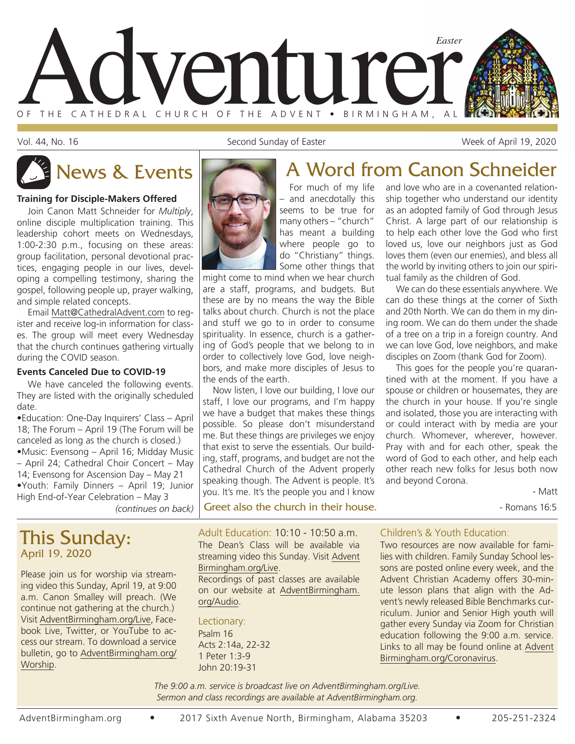# Adventurer

*Easter*

OF THE CATHEDRAL CHURCH OF THE ADVENT • BIRMINGHAM, AL

Vol. 44, No. 16 — Second Sunday of Easter — Week of April 19, 2020

## News & Events

**Training for Disciple-Makers Offered**

Join Canon Matt Schneider for *Multiply*, online disciple multiplication training. This leadership cohort meets on Wednesdays, 1:00-2:30 p.m., focusing on these areas: group facilitation, personal devotional practices, engaging people in our lives, developing a compelling testimony, sharing the gospel, following people up, prayer walking, and simple related concepts.

Email Matt@CathedralAdvent.com to register and receive log-in information for classes. The group will meet every Wednesday that the church continues gathering virtually during the COVID season.

**Events Canceled Due to COVID-19**

We have canceled the following events. They are listed with the originally scheduled date.

- Education: One-Day Inquirers' Class – April 18; The Forum – April 19 (The Forum will be canceled as long as the church is closed.)
- Music: Evensong – April 16; Midday Music – April 24; Cathedral Choir Concert – May 14; Evensong for Ascension Day – May 21
- Youth: Family Dinners – April 19; Junior High End-of-Year Celebration – May 3

*(continues on back)*

## A Word from Canon Schneider

For much of my life – and anecdotally this seems to be true for many others – "church" has meant a building where people go to do "Christiany" things. Some other things that might come to mind when we hear church are a staff, programs, and budgets. But these are by no means the way the Bible talks about church. Church is not the place and stuff we go to in order to consume spirituality. In essence, church is a gathering of God's people that we belong to in order to collectively love God, love neighbors, and make more disciples of Jesus to the ends of the earth.

Now listen, I love our building, I love our staff, I love our programs, and I'm happy we have a budget that makes these things possible. So please don't misunderstand me. But these things are privileges we enjoy that exist to serve the essentials. Our building, staff, programs, and budget are not the Cathedral Church of the Advent properly speaking though. The Advent is people. It's you. It's me. It's the people you and I know and love who are in a covenanted relationship together who understand our identity as an adopted family of God through Jesus Christ. A large part of our relationship is to help each other love the God who first loved us, love our neighbors just as God loves them (even our enemies), and bless all the world by inviting others to join our spiritual family as the children of God.

We can do these essentials anywhere. We can do these things at the corner of Sixth and 20th North. We can do them in my dining room. We can do them under the shade of a tree on a trip in a foreign country. And we can love God, love neighbors, and make disciples on Zoom (thank God for Zoom).

This goes for the people you're quarantined with at the moment. If you have a spouse or children or housemates, they are the church in your house. If you're single and isolated, those you are interacting with or could interact with by media are your church. Whomever, wherever, however. Pray with and for each other, speak the word of God to each other, and help each other reach new folks for Jesus both now and beyond Corona.

- Matt

**Greet also the church in their house.** - Romans 16:5

## This Sunday:
### April 19, 2020

Please join us for worship via streaming video this Sunday, April 19, at 9:00 a.m. Canon Smalley will preach. (We continue not gathering at the church.) Visit AdventBirmingham.org/Live, Facebook Live, Twitter, or YouTube to access our stream. To download a service bulletin, go to AdventBirmingham.org/Worship.

**Adult Education:** 10:10 - 10:50 a.m.
The Dean's Class will be available via streaming video this Sunday. Visit AdventBirmingham.org/Live.
Recordings of past classes are available on our website at AdventBirmingham.org/Audio.

**Lectionary:**
Psalm 16
Acts 2:14a, 22-32
1 Peter 1:3-9
John 20:19-31

**Children's & Youth Education:**
Two resources are now available for families with children. Family Sunday School lessons are posted online every week, and the Advent Christian Academy offers 30-minute lesson plans that align with the Advent's newly released Bible Benchmarks curriculum. Junior and Senior High youth will gather every Sunday via Zoom for Christian education following the 9:00 a.m. service. Links to all may be found online at AdventBirmingham.org/Coronavirus.

*The 9:00 a.m. service is broadcast live on AdventBirmingham.org/Live. Sermon and class recordings are available at AdventBirmingham.org.*

AdventBirmingham.org • 2017 Sixth Avenue North, Birmingham, Alabama 35203 • 205-251-2324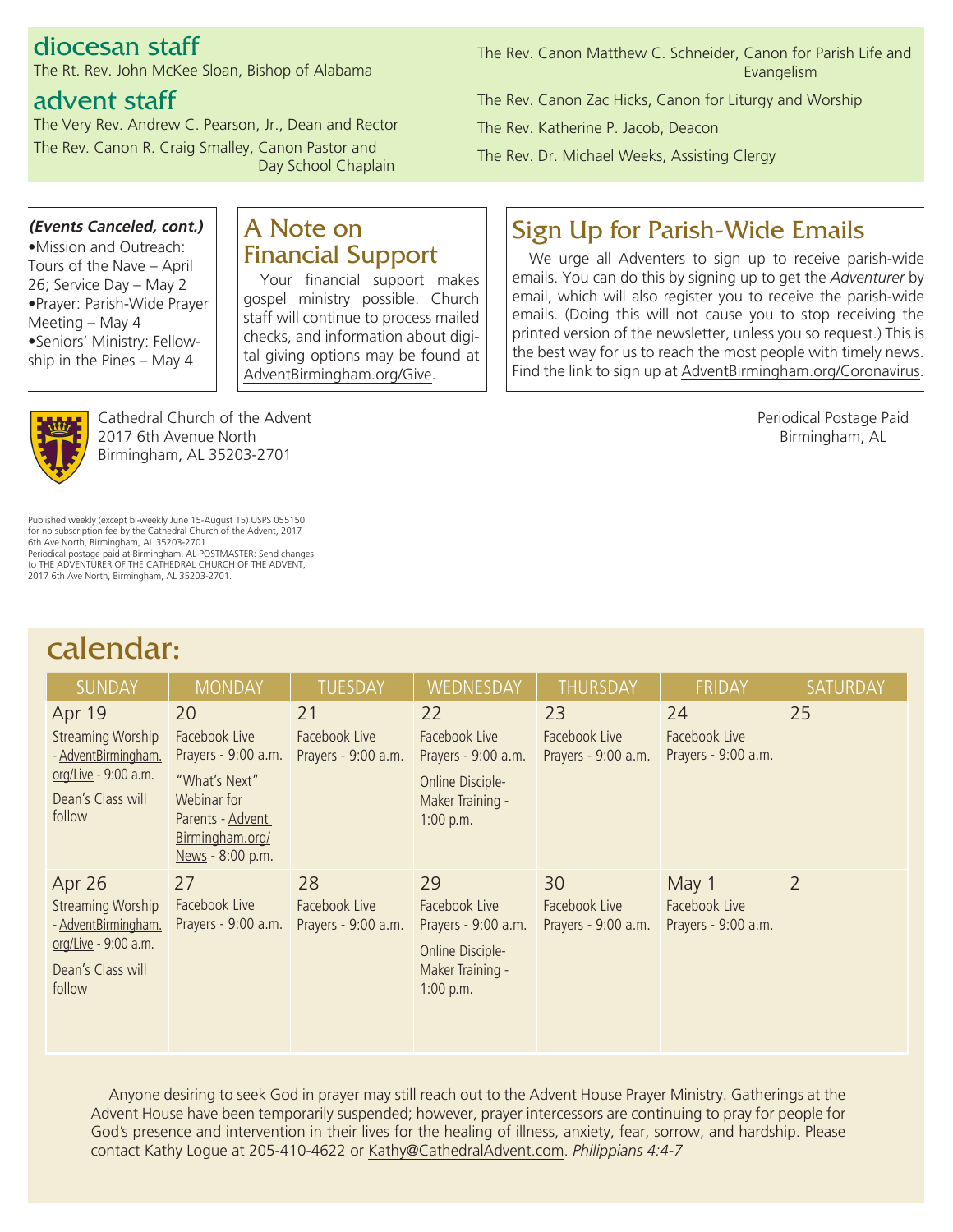## diocesan staff

The Rt. Rev. John McKee Sloan, Bishop of Alabama

## advent staff

The Very Rev. Andrew C. Pearson, Jr., Dean and Rector

The Rev. Canon R. Craig Smalley, Canon Pastor and Day School Chaplain

The Rev. Canon Matthew C. Schneider, Canon for Parish Life and Evangelism

The Rev. Canon Zac Hicks, Canon for Liturgy and Worship

The Rev. Katherine P. Jacob, Deacon

The Rev. Dr. Michael Weeks, Assisting Clergy

***(Events Canceled, cont.)***

- •Mission and Outreach: Tours of the Nave – April 26; Service Day – May 2
- •Prayer: Parish-Wide Prayer Meeting – May 4
- •Seniors' Ministry: Fellowship in the Pines – May 4

## A Note on Financial Support

Your financial support makes gospel ministry possible. Church staff will continue to process mailed checks, and information about digital giving options may be found at AdventBirmingham.org/Give.

## Sign Up for Parish-Wide Emails

We urge all Adventers to sign up to receive parish-wide emails. You can do this by signing up to get the *Adventurer* by email, which will also register you to receive the parish-wide emails. (Doing this will not cause you to stop receiving the printed version of the newsletter, unless you so request.) This is the best way for us to reach the most people with timely news. Find the link to sign up at AdventBirmingham.org/Coronavirus.

Cathedral Church of the Advent
2017 6th Avenue North
Birmingham, AL 35203-2701

Periodical Postage Paid
Birmingham, AL

Published weekly (except bi-weekly June 15-August 15) USPS 055150 for no subscription fee by the Cathedral Church of the Advent, 2017 6th Ave North, Birmingham, AL 35203-2701.
Periodical postage paid at Birmingham, AL POSTMASTER: Send changes to THE ADVENTURER OF THE CATHEDRAL CHURCH OF THE ADVENT, 2017 6th Ave North, Birmingham, AL 35203-2701.

## calendar:

| SUNDAY | MONDAY | TUESDAY | WEDNESDAY | THURSDAY | FRIDAY | SATURDAY |
|---|---|---|---|---|---|---|
| Apr 19<br>Streaming Worship - AdventBirmingham.org/Live - 9:00 a.m.<br>Dean's Class will follow | 20<br>Facebook Live Prayers - 9:00 a.m.<br>"What's Next" Webinar for Parents - AdventBirmingham.org/News - 8:00 p.m. | 21<br>Facebook Live Prayers - 9:00 a.m. | 22<br>Facebook Live Prayers - 9:00 a.m.<br>Online Disciple-Maker Training - 1:00 p.m. | 23<br>Facebook Live Prayers - 9:00 a.m. | 24<br>Facebook Live Prayers - 9:00 a.m. | 25 |
| Apr 26<br>Streaming Worship - AdventBirmingham.org/Live - 9:00 a.m.<br>Dean's Class will follow | 27<br>Facebook Live Prayers - 9:00 a.m. | 28<br>Facebook Live Prayers - 9:00 a.m. | 29<br>Facebook Live Prayers - 9:00 a.m.<br>Online Disciple-Maker Training - 1:00 p.m. | 30<br>Facebook Live Prayers - 9:00 a.m. | May 1<br>Facebook Live Prayers - 9:00 a.m. | 2 |

Anyone desiring to seek God in prayer may still reach out to the Advent House Prayer Ministry. Gatherings at the Advent House have been temporarily suspended; however, prayer intercessors are continuing to pray for people for God's presence and intervention in their lives for the healing of illness, anxiety, fear, sorrow, and hardship. Please contact Kathy Logue at 205-410-4622 or Kathy@CathedralAdvent.com. *Philippians 4:4-7*